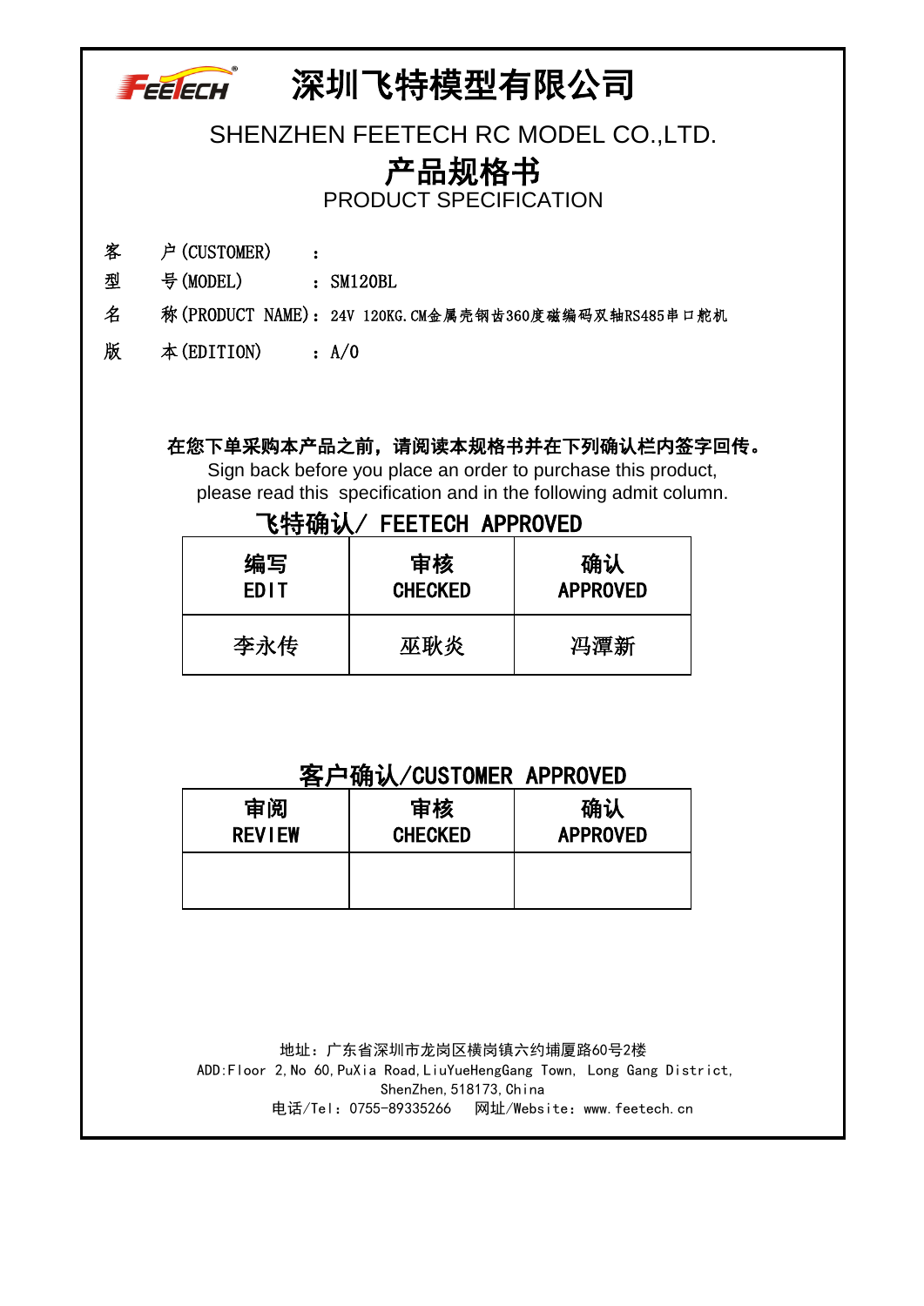# 深圳飞特模型有限公司

SHENZHEN FEETECH RC MODEL CO.,LTD.

## 产品规格书

PRODUCT SPECIFICATION

客　户(CUSTOMER)　：

型　号(MODEL)　：SM120BL

名　称(PRODUCT NAME)：24V 120KG.CM金属壳钢齿360度磁编码双轴RS485串口舵机

版　本(EDITION)　：A/0

**在您下单采购本产品之前，请阅读本规格书并在下列确认栏内签字回传。**

Sign back before you place an order to purchase this product, please read this specification and in the following admit column.

### 飞特确认/ FEETECH APPROVED

| 编写<br>EDIT | 审核<br>CHECKED | 确认<br>APPROVED |
|---|---|---|
| 李永传 | 巫耿炎 | 冯潭新 |

### 客户确认/CUSTOMER APPROVED

| 审阅<br>REVIEW | 审核<br>CHECKED | 确认<br>APPROVED |
|---|---|---|
| | | |

地址：广东省深圳市龙岗区横岗镇六约埔厦路60号2楼

ADD:Floor 2,No 60,PuXia Road,LiuYueHengGang Town, Long Gang District, ShenZhen,518173,China

电话/Tel：0755-89335266　网址/Website：www.feetech.cn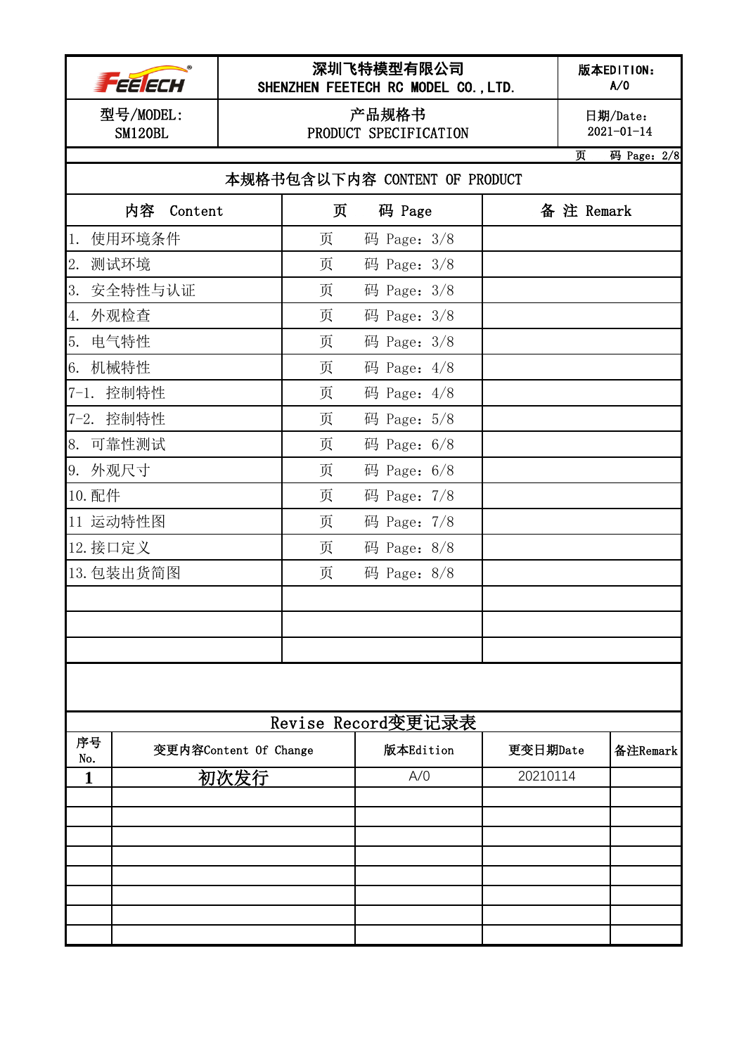| | 深圳飞特模型有限公司<br>SHENZHEN FEETECH RC MODEL CO., LTD. | 版本EDITION:<br>A/0 |
|---|---|---|
| 型号/MODEL:<br>SM120BL | 产品规格书<br>PRODUCT SPECIFICATION | 日期/Date:<br>2021-01-14 |

## 本规格书包含以下内容 CONTENT OF PRODUCT

| 内容 Content | 页 码 Page | 备 注 Remark |
|---|---|---|
| 1. 使用环境条件 | 页 码 Page: 3/8 | |
| 2. 测试环境 | 页 码 Page: 3/8 | |
| 3. 安全特性与认证 | 页 码 Page: 3/8 | |
| 4. 外观检查 | 页 码 Page: 3/8 | |
| 5. 电气特性 | 页 码 Page: 3/8 | |
| 6. 机械特性 | 页 码 Page: 4/8 | |
| 7-1. 控制特性 | 页 码 Page: 4/8 | |
| 7-2. 控制特性 | 页 码 Page: 5/8 | |
| 8. 可靠性测试 | 页 码 Page: 6/8 | |
| 9. 外观尺寸 | 页 码 Page: 6/8 | |
| 10. 配件 | 页 码 Page: 7/8 | |
| 11 运动特性图 | 页 码 Page: 7/8 | |
| 12. 接口定义 | 页 码 Page: 8/8 | |
| 13. 包装出货简图 | 页 码 Page: 8/8 | |
| | | |
| | | |
| | | |

## Revise Record变更记录表

| 序号 No. | 变更内容Content Of Change | 版本Edition | 更变日期Date | 备注Remark |
|---|---|---|---|---|
| 1 | 初次发行 | A/0 | 20210114 | |
| | | | | |
| | | | | |
| | | | | |
| | | | | |
| | | | | |
| | | | | |
| | | | | |
| | | | | |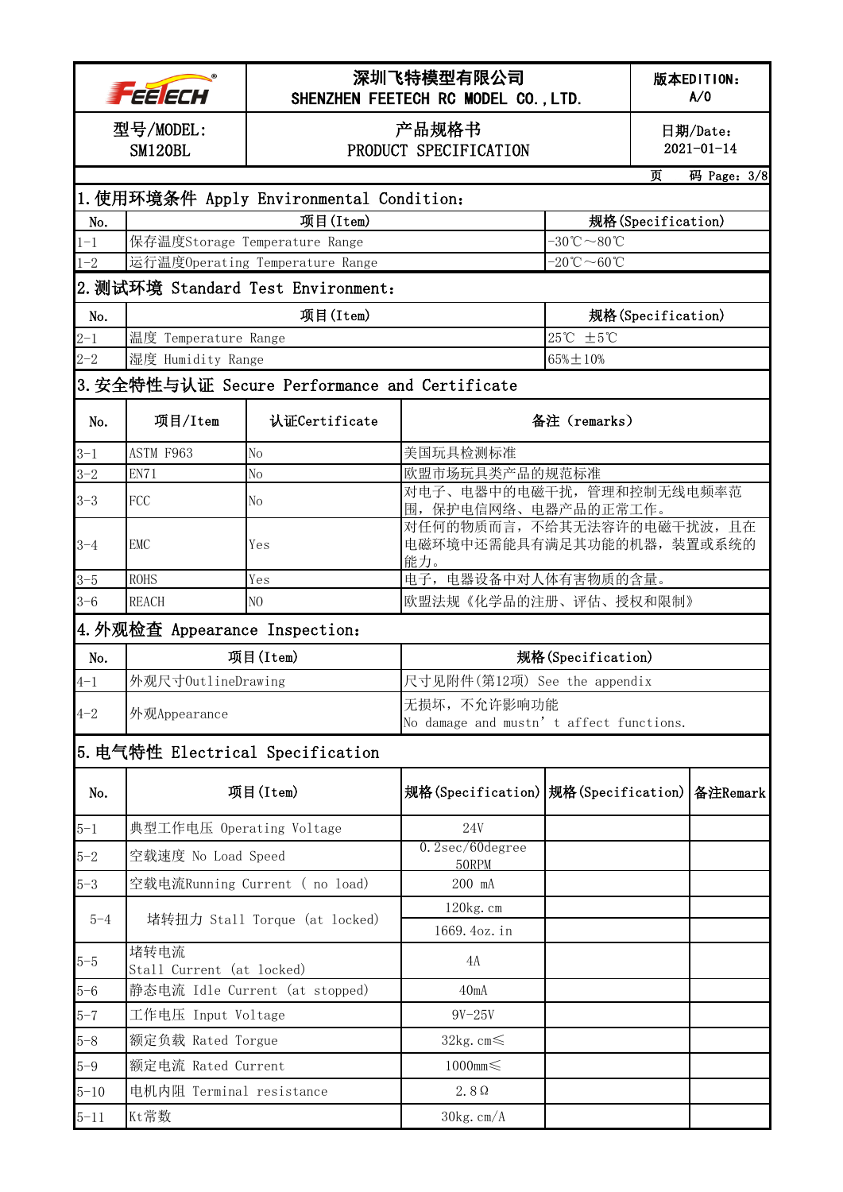| FEETECH | 深圳飞特模型有限公司 SHENZHEN FEETECH RC MODEL CO.,LTD. | 版本EDITION: A/0 |
|---|---|---|
| 型号/MODEL: SM120BL | 产品规格书 PRODUCT SPECIFICATION | 日期/Date: 2021-01-14 |

## 1.使用环境条件 Apply Environmental Condition:

| No. | 项目(Item) | 规格(Specification) |
|---|---|---|
| 1-1 | 保存温度Storage Temperature Range | -30℃～80℃ |
| 1-2 | 运行温度Operating Temperature Range | -20℃～60℃ |

## 2.测试环境 Standard Test Environment:

| No. | 项目(Item) | 规格(Specification) |
|---|---|---|
| 2-1 | 温度 Temperature Range | 25℃ ±5℃ |
| 2-2 | 湿度 Humidity Range | 65%±10% |

## 3.安全特性与认证 Secure Performance and Certificate

| No. | 项目/Item | 认证Certificate | 备注 (remarks) |
|---|---|---|---|
| 3-1 | ASTM F963 | No | 美国玩具检测标准 |
| 3-2 | EN71 | No | 欧盟市场玩具类产品的规范标准 |
| 3-3 | FCC | No | 对电子、电器中的电磁干扰，管理和控制无线电频率范围，保护电信网络、电器产品的正常工作。 |
| 3-4 | EMC | Yes | 对任何的物质而言，不给其无法容许的电磁干扰，且在电磁环境中还需能具有满足其功能的机器，装置或系统的能力。 |
| 3-5 | ROHS | Yes | 电子，电器设备中对人体有害物质的含量。 |
| 3-6 | REACH | NO | 欧盟法规《化学品的注册、评估、授权和限制》 |

## 4.外观检查 Appearance Inspection:

| No. | 项目(Item) | 规格(Specification) |
|---|---|---|
| 4-1 | 外观尺寸OutlineDrawing | 尺寸见附件(第12项) See the appendix |
| 4-2 | 外观Appearance | 无损坏，不允许影响功能<br>No damage and mustn’t affect functions. |

## 5.电气特性 Electrical Specification

| No. | 项目(Item) | 规格(Specification) | 规格(Specification) | 备注Remark |
|---|---|---|---|---|
| 5-1 | 典型工作电压 Operating Voltage | 24V | | |
| 5-2 | 空载速度 No Load Speed | 0.2sec/60degree<br>50RPM | | |
| 5-3 | 空载电流Running Current ( no load) | 200 mA | | |
| 5-4 | 堵转扭力 Stall Torque (at locked) | 120kg.cm | | |
| | | 1669.4oz.in | | |
| 5-5 | 堵转电流<br>Stall Current (at locked) | 4A | | |
| 5-6 | 静态电流 Idle Current (at stopped) | 40mA | | |
| 5-7 | 工作电压 Input Voltage | 9V-25V | | |
| 5-8 | 额定负载 Rated Torgue | 32kg.cm≤ | | |
| 5-9 | 额定电流 Rated Current | 1000mm≤ | | |
| 5-10 | 电机内阻 Terminal resistance | 2.8Ω | | |
| 5-11 | Kt常数 | 30kg.cm/A | | |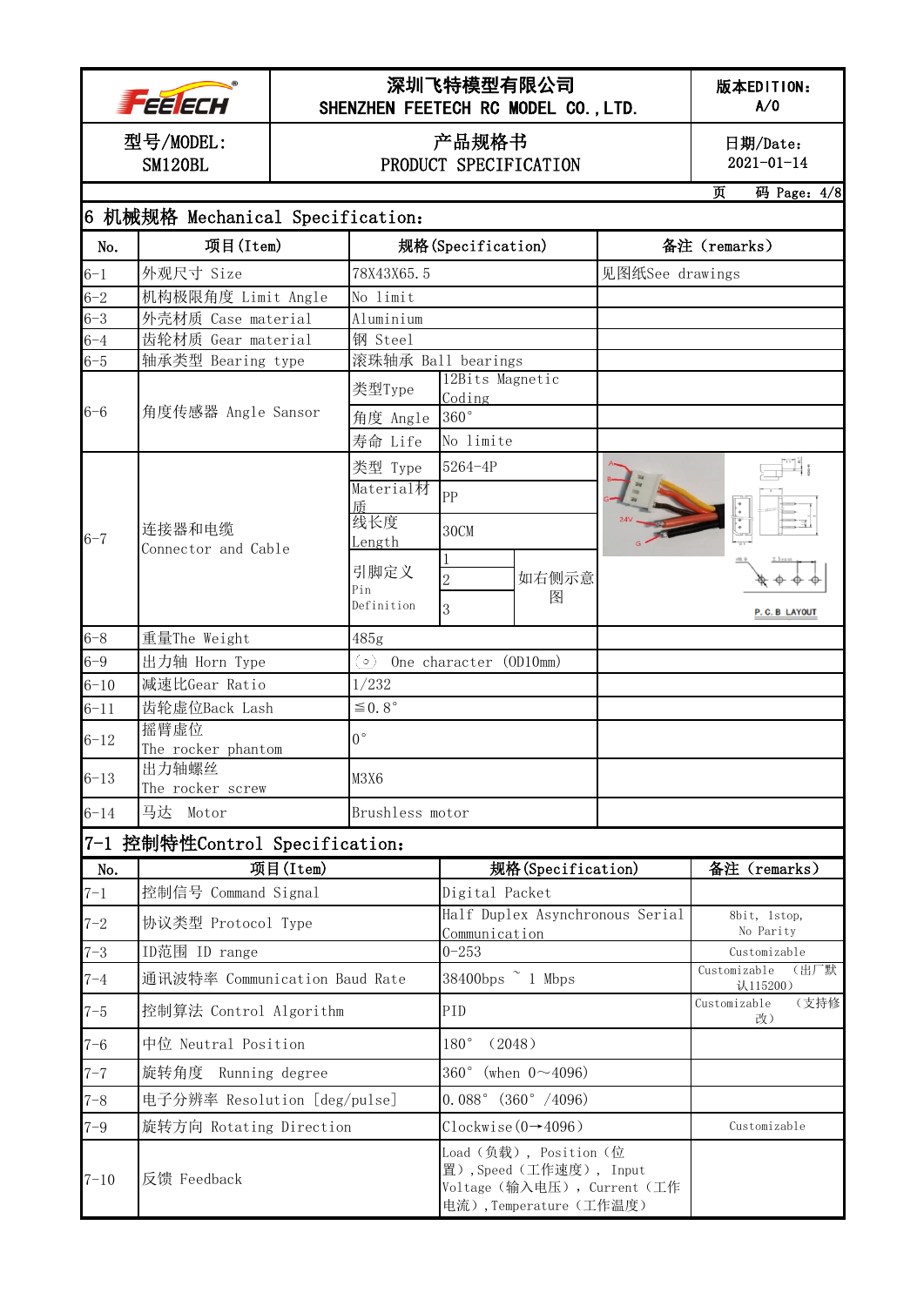| 深圳飞特模型有限公司 SHENZHEN FEETECH RC MODEL CO.,LTD. | 版本EDITION: A/0 |
|---|---|
| 型号/MODEL: SM120BL | 产品规格书 PRODUCT SPECIFICATION | 日期/Date: 2021-01-14 |

## 6 机械规格 Mechanical Specification:

| No. | 项目(Item) | 规格(Specification) | | | 备注 (remarks) |
|---|---|---|---|---|---|
| 6-1 | 外观尺寸 Size | 78X43X65.5 | | | 见图纸See drawings |
| 6-2 | 机构极限角度 Limit Angle | No limit | | | |
| 6-3 | 外壳材质 Case material | Aluminium | | | |
| 6-4 | 齿轮材质 Gear material | 钢 Steel | | | |
| 6-5 | 轴承类型 Bearing type | 滚珠轴承 Ball bearings | | | |
| 6-6 | 角度传感器 Angle Sansor | 类型Type | 12Bits Magnetic Coding | | |
| | | 角度 Angle | 360° | | |
| | | 寿命 Life | No limite | | |
| 6-7 | 连接器和电缆 Connector and Cable | 类型 Type | 5264-4P | | |
| | | Material材质 | PP | | |
| | | 线长度 Length | 30CM | | |
| | | 引脚定义 Pin Definition | 1 | 如右侧示意图 | |
| | | | 2 | | |
| | | | 3 | | |
| 6-8 | 重量The Weight | 485g | | | |
| 6-9 | 出力轴 Horn Type | One character (OD10mm) | | | |
| 6-10 | 减速比Gear Ratio | 1/232 | | | |
| 6-11 | 齿轮虚位Back Lash | ≦0.8° | | | |
| 6-12 | 摇臂虚位 The rocker phantom | 0° | | | |
| 6-13 | 出力轴螺丝 The rocker screw | M3X6 | | | |
| 6-14 | 马达 Motor | Brushless motor | | | |

P.C.B LAYOUT

24V

## 7-1 控制特性Control Specification:

| No. | 项目(Item) | 规格(Specification) | 备注 (remarks) |
|---|---|---|---|
| 7-1 | 控制信号 Command Signal | Digital Packet | |
| 7-2 | 协议类型 Protocol Type | Half Duplex Asynchronous Serial Communication | 8bit, 1stop, No Parity |
| 7-3 | ID范围 ID range | 0-253 | Customizable |
| 7-4 | 通讯波特率 Communication Baud Rate | 38400bps ~ 1 Mbps | Customizable (出厂默认115200) |
| 7-5 | 控制算法 Control Algorithm | PID | Customizable (支持修改) |
| 7-6 | 中位 Neutral Position | 180° (2048) | |
| 7-7 | 旋转角度 Running degree | 360° (when 0~4096) | |
| 7-8 | 电子分辨率 Resolution [deg/pulse] | 0.088° (360°/4096) | |
| 7-9 | 旋转方向 Rotating Direction | Clockwise(0→4096) | Customizable |
| 7-10 | 反馈 Feedback | Load (负载), Position (位置), Speed (工作速度), Input Voltage (输入电压), Current (工作电流), Temperature (工作温度) | |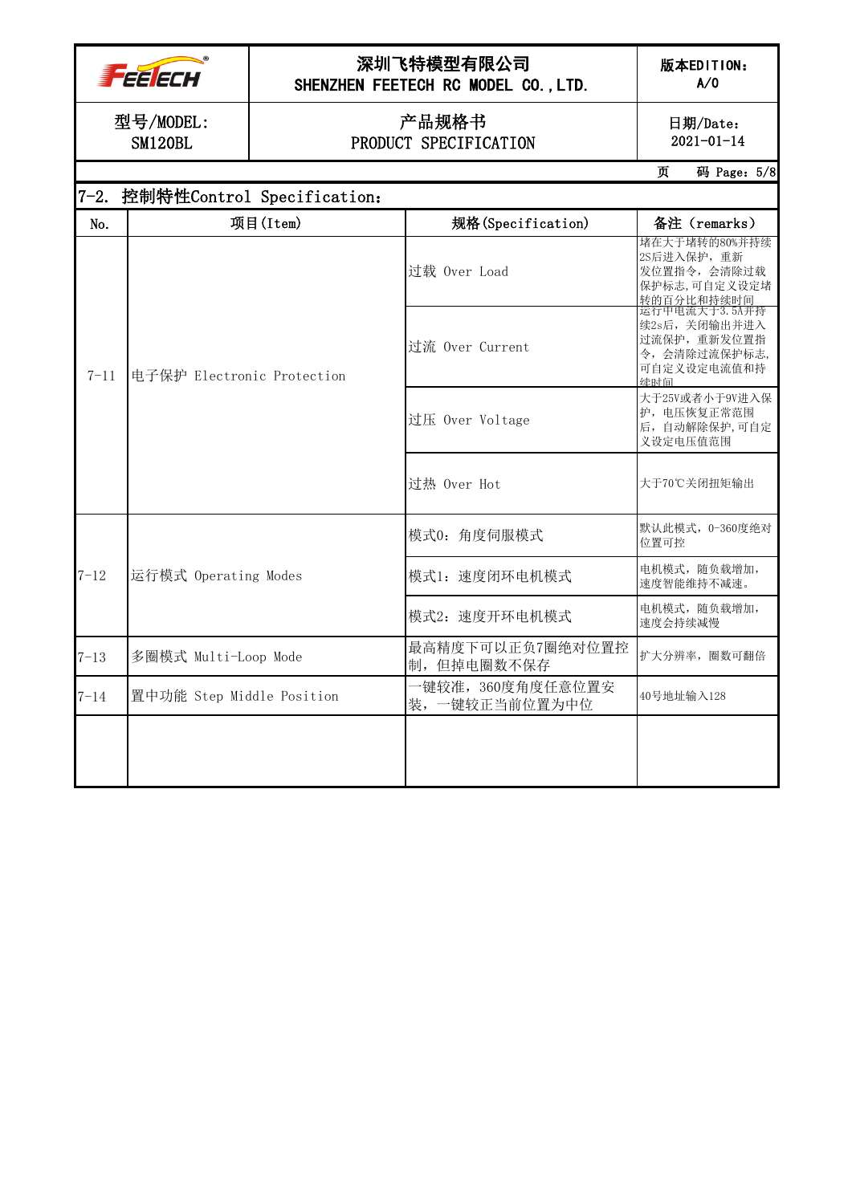## 7-2. 控制特性Control Specification:

| No. | 项目(Item) | 规格(Specification) | 备注（remarks） |
|---|---|---|---|
| 7-11 | 电子保护 Electronic Protection | 过载 Over Load | 堵在大于堵转的80%并持续2S后进入保护，重新发位置指令，会清除过载保护标志,可自定义设定堵转的百分比和持续时间 |
| | | 过流 Over Current | 运行中电流大于3.5A并持续2s后，关闭输出并进入过流保护，重新发位置指令，会清除过流保护标志,可自定义设定电流值和持续时间 |
| | | 过压 Over Voltage | 大于25V或者小于9V进入保护，电压恢复正常范围后，自动解除保护,可自定义设定电压值范围 |
| | | 过热 Over Hot | 大于70℃关闭扭矩输出 |
| 7-12 | 运行模式 Operating Modes | 模式0：角度伺服模式 | 默认此模式，0-360度绝对位置可控 |
| | | 模式1：速度闭环电机模式 | 电机模式，随负载增加，速度智能维持不减速。 |
| | | 模式2：速度开环电机模式 | 电机模式，随负载增加，速度会持续减慢 |
| 7-13 | 多圈模式 Multi-Loop Mode | 最高精度下可以正负7圈绝对位置控制，但掉电圈数不保存 | 扩大分辨率，圈数可翻倍 |
| 7-14 | 置中功能 Step Middle Position | 一键较准，360度角度任意位置安装，一键较正当前位置为中位 | 40号地址输入128 |
| | | | |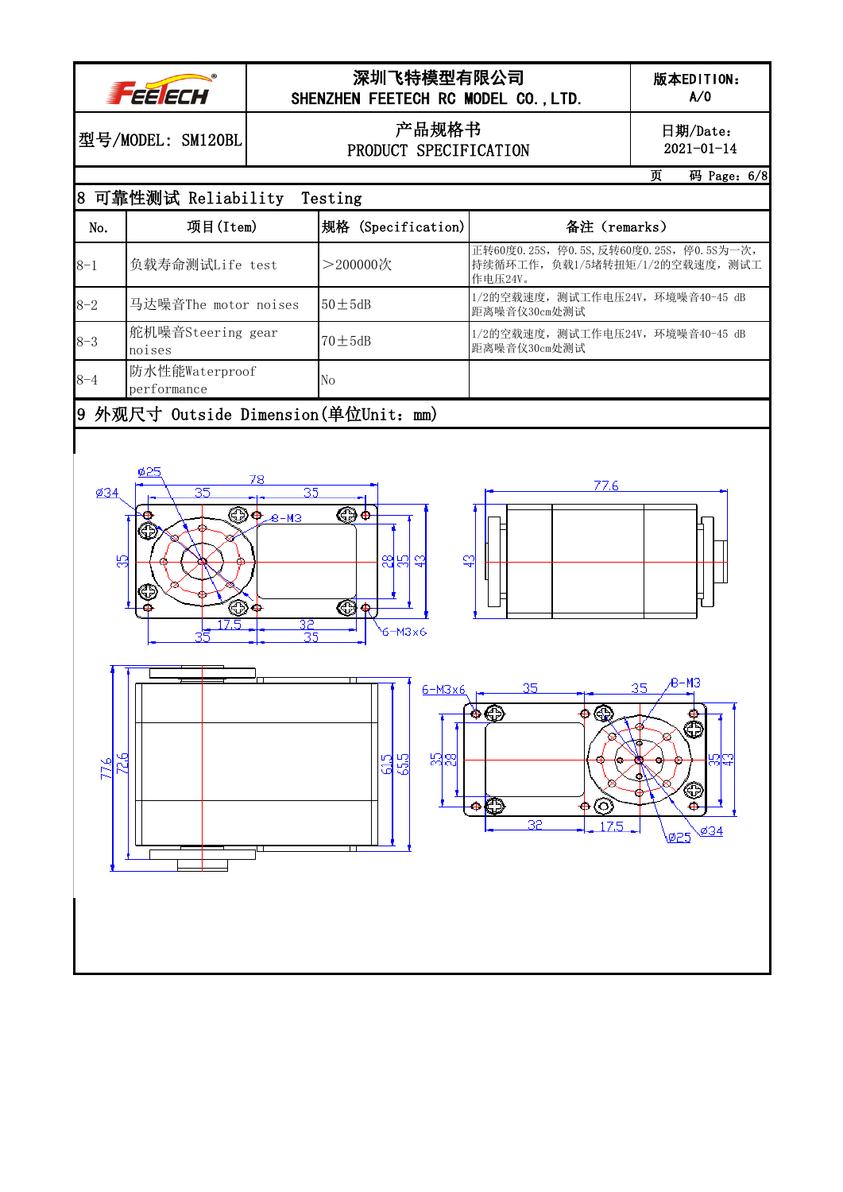| | | |
|---|---|---|
| FEETECH | 深圳飞特模型有限公司<br>SHENZHEN FEETECH RC MODEL CO.,LTD. | 版本EDITION:<br>A/0 |
| 型号/MODEL: SM120BL | 产品规格书<br>PRODUCT SPECIFICATION | 日期/Date:<br>2021-01-14 |

## 8 可靠性测试 Reliability Testing

| No. | 项目(Item) | 规格 (Specification) | 备注 (remarks) |
|---|---|---|---|
| 8-1 | 负载寿命测试Life test | >200000次 | 正转60度0.25S,停0.5S,反转60度0.25S,停0.5S为一次,持续循环工作,负载1/5堵转扭矩/1/2的空载速度,测试工作电压24V。 |
| 8-2 | 马达噪音The motor noises | 50±5dB | 1/2的空载速度,测试工作电压24V,环境噪音40-45 dB距离噪音仪30cm处测试 |
| 8-3 | 舵机噪音Steering gear noises | 70±5dB | 1/2的空载速度,测试工作电压24V,环境噪音40-45 dB距离噪音仪30cm处测试 |
| 8-4 | 防水性能Waterproof performance | No | |

## 9 外观尺寸 Outside Dimension(单位Unit: mm)

Ø25
78
Ø34
35
35
8-M3
35
28
35
43
17.5
32
35
35
6-M3x6

77.6
43

77.6
72.6
61.5
65.5

6-M3x6
35
35
8-M3
35
28
35
43
32
17.5
Ø25
Ø34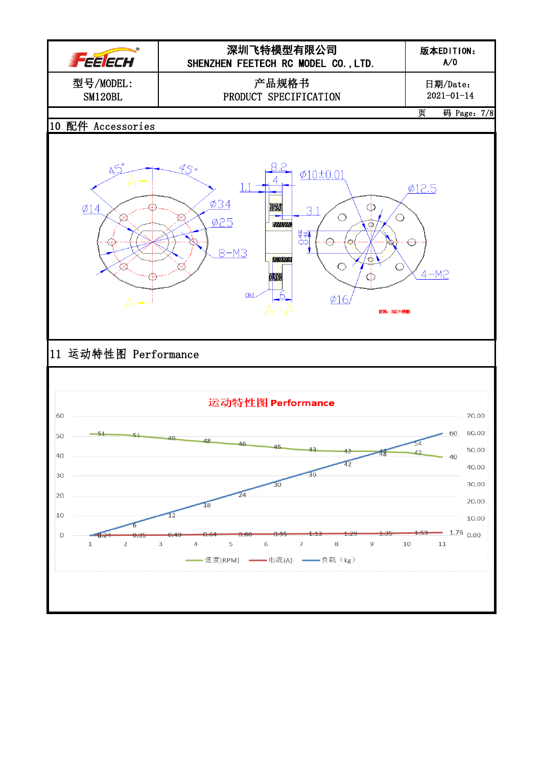## 10 配件 Accessories

45°
45°
A
Ø14
Ø34
Ø25
8-M3
A
8.2
4
1.1
Ø10±0.01
3.1
C0.2
6
A-A
Ø12.5
4-M2
Ø16
材料：303不锈钢

## 11 运动特性图 Performance

运动特性图 Performance

60
50
40
30
20
10
0

70.00
60.00
50.00
40.00
30.00
20.00
10.00
0.00

1 2 3 4 5 6 7 8 9 10 11

51 51 49 48 46 45 43 42 42 42 40

6 12 18 24 30 36 42 48 54 60

0.24 0.35 0.49 0.64 0.80 0.95 1.13 1.29 1.35 1.53 1.76

速度(RPM)　电流(A)　负载（kg）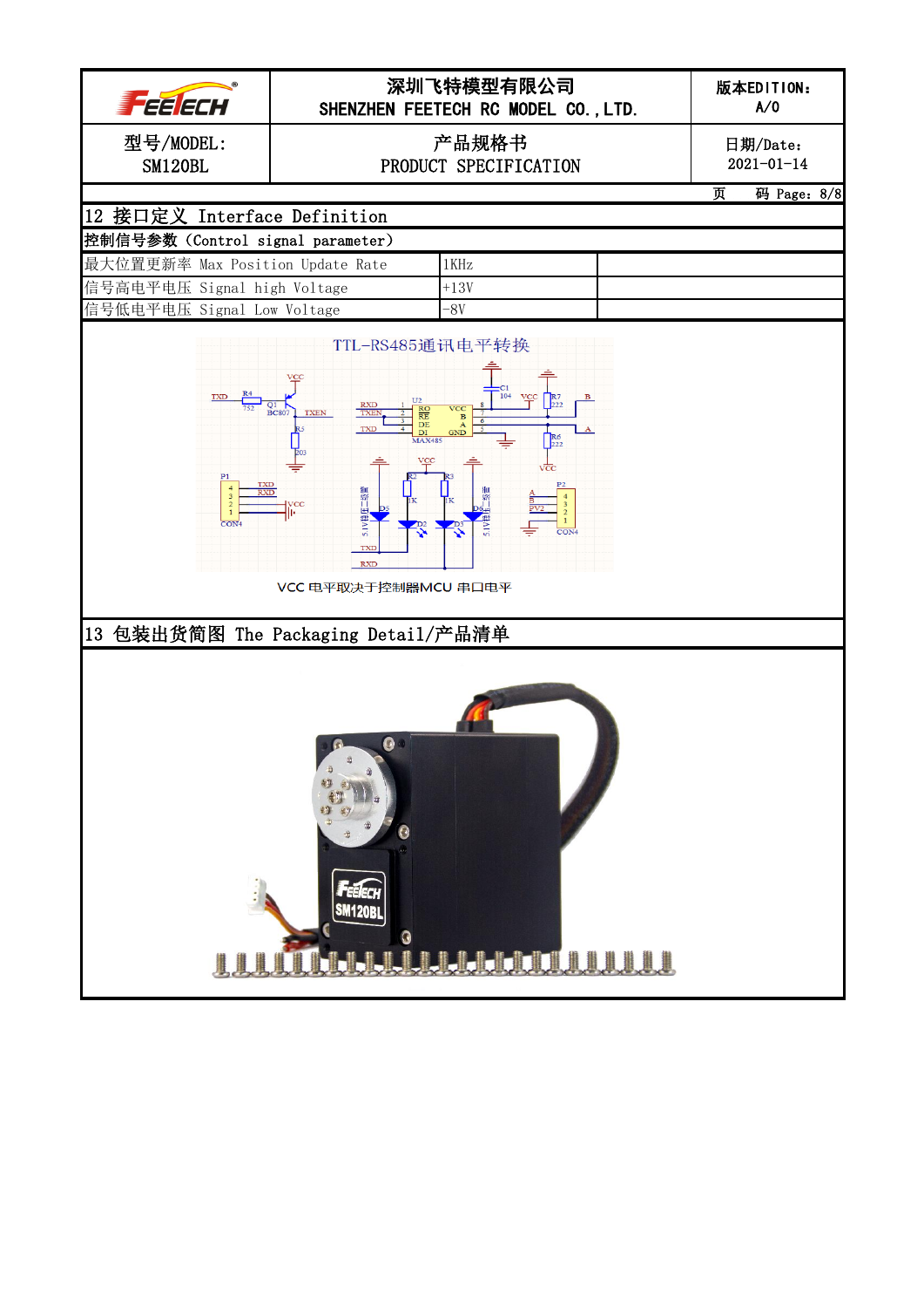## 12 接口定义 Interface Definition

### 控制信号参数（Control signal parameter）

| | | |
|---|---|---|
| 最大位置更新率 Max Position Update Rate | 1KHz | |
| 信号高电平电压 Signal high Voltage | +13V | |
| 信号低电平电压 Signal Low Voltage | -8V | |

TTL-RS485通讯电平转换

VCC 电平取决于控制器MCU 串口电平

## 13 包装出货简图 The Packaging Detail/产品清单